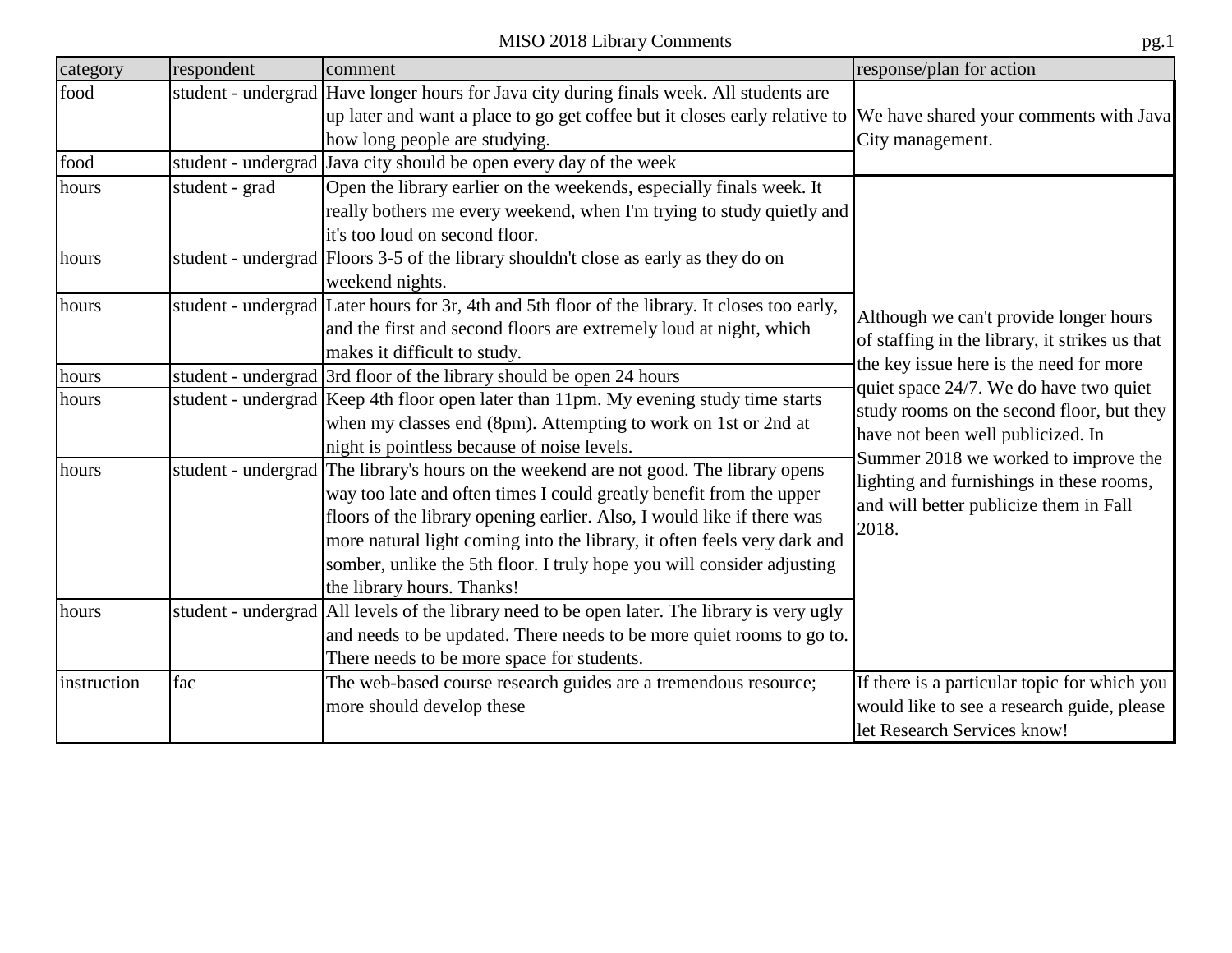# MISO 2018 Library Comments

| category | respondent | comment | response/plan for action |
|---|---|---|---|
| food | student - undergrad | Have longer hours for Java city during finals week. All students are up later and want a place to go get coffee but it closes early relative to how long people are studying. | We have shared your comments with Java City management. |
| food | student - undergrad | Java city should be open every day of the week | |
| hours | student - grad | Open the library earlier on the weekends, especially finals week. It really bothers me every weekend, when I'm trying to study quietly and it's too loud on second floor. | Although we can't provide longer hours of staffing in the library, it strikes us that the key issue here is the need for more quiet space 24/7. We do have two quiet study rooms on the second floor, but they have not been well publicized. In Summer 2018 we worked to improve the lighting and furnishings in these rooms, and will better publicize them in Fall 2018. |
| hours | student - undergrad | Floors 3-5 of the library shouldn't close as early as they do on weekend nights. | |
| hours | student - undergrad | Later hours for 3r, 4th and 5th floor of the library. It closes too early, and the first and second floors are extremely loud at night, which makes it difficult to study. | |
| hours | student - undergrad | 3rd floor of the library should be open 24 hours | |
| hours | student - undergrad | Keep 4th floor open later than 11pm. My evening study time starts when my classes end (8pm). Attempting to work on 1st or 2nd at night is pointless because of noise levels. | |
| hours | student - undergrad | The library's hours on the weekend are not good. The library opens way too late and often times I could greatly benefit from the upper floors of the library opening earlier. Also, I would like if there was more natural light coming into the library, it often feels very dark and somber, unlike the 5th floor. I truly hope you will consider adjusting the library hours. Thanks! | |
| hours | student - undergrad | All levels of the library need to be open later. The library is very ugly and needs to be updated. There needs to be more quiet rooms to go to. There needs to be more space for students. | |
| instruction | fac | The web-based course research guides are a tremendous resource; more should develop these | If there is a particular topic for which you would like to see a research guide, please let Research Services know! |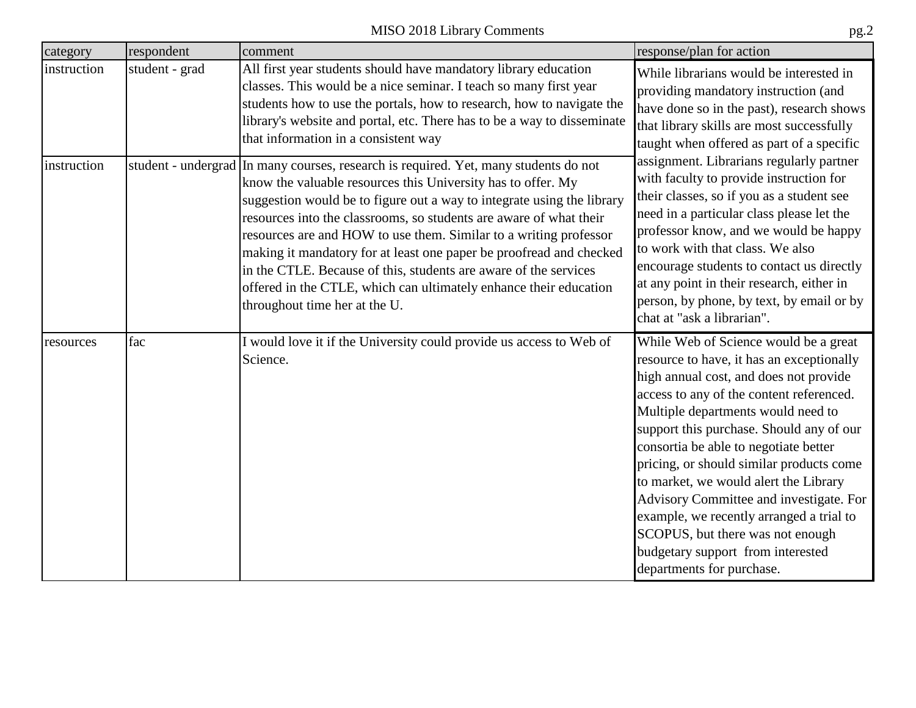| category | respondent | comment | response/plan for action |
|---|---|---|---|
| instruction | student - grad | All first year students should have mandatory library education classes. This would be a nice seminar. I teach so many first year students how to use the portals, how to research, how to navigate the library's website and portal, etc. There has to be a way to disseminate that information in a consistent way | While librarians would be interested in providing mandatory instruction (and have done so in the past), research shows that library skills are most successfully taught when offered as part of a specific assignment. Librarians regularly partner with faculty to provide instruction for their classes, so if you as a student see need in a particular class please let the professor know, and we would be happy to work with that class. We also encourage students to contact us directly at any point in their research, either in person, by phone, by text, by email or by chat at "ask a librarian". |
| instruction | student - undergrad | In many courses, research is required. Yet, many students do not know the valuable resources this University has to offer. My suggestion would be to figure out a way to integrate using the library resources into the classrooms, so students are aware of what their resources are and HOW to use them. Similar to a writing professor making it mandatory for at least one paper be proofread and checked in the CTLE. Because of this, students are aware of the services offered in the CTLE, which can ultimately enhance their education throughout time her at the U. | |
| resources | fac | I would love it if the University could provide us access to Web of Science. | While Web of Science would be a great resource to have, it has an exceptionally high annual cost, and does not provide access to any of the content referenced. Multiple departments would need to support this purchase. Should any of our consortia be able to negotiate better pricing, or should similar products come to market, we would alert the Library Advisory Committee and investigate. For example, we recently arranged a trial to SCOPUS, but there was not enough budgetary support from interested departments for purchase. |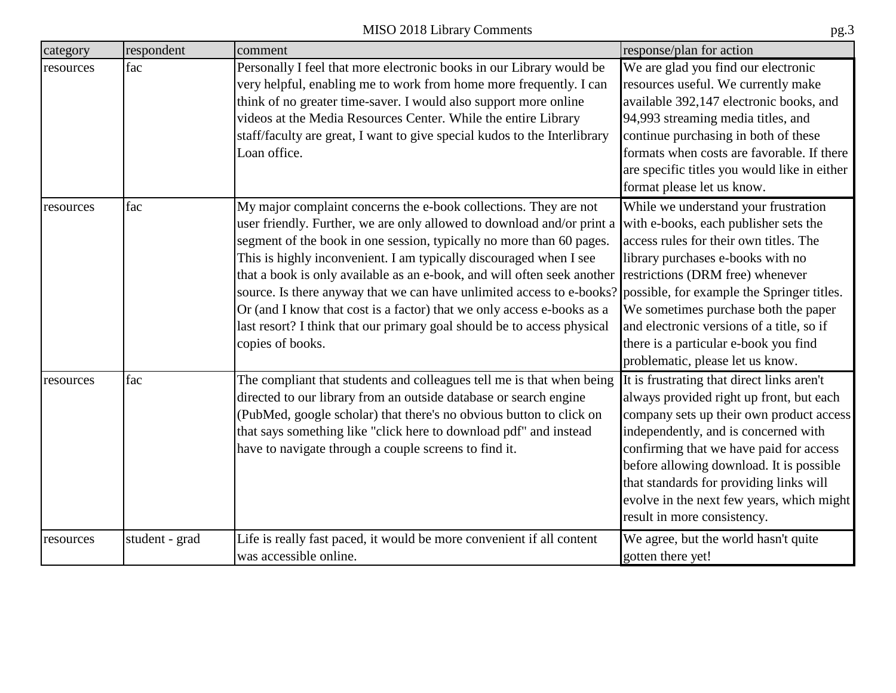| category | respondent | comment | response/plan for action |
| --- | --- | --- | --- |
| resources | fac | Personally I feel that more electronic books in our Library would be very helpful, enabling me to work from home more frequently. I can think of no greater time-saver. I would also support more online videos at the Media Resources Center. While the entire Library staff/faculty are great, I want to give special kudos to the Interlibrary Loan office. | We are glad you find our electronic resources useful. We currently make available 392,147 electronic books, and 94,993 streaming media titles, and continue purchasing in both of these formats when costs are favorable. If there are specific titles you would like in either format please let us know. |
| resources | fac | My major complaint concerns the e-book collections. They are not user friendly. Further, we are only allowed to download and/or print a segment of the book in one session, typically no more than 60 pages. This is highly inconvenient. I am typically discouraged when I see that a book is only available as an e-book, and will often seek another source. Is there anyway that we can have unlimited access to e-books? Or (and I know that cost is a factor) that we only access e-books as a last resort? I think that our primary goal should be to access physical copies of books. | While we understand your frustration with e-books, each publisher sets the access rules for their own titles. The library purchases e-books with no restrictions (DRM free) whenever possible, for example the Springer titles. We sometimes purchase both the paper and electronic versions of a title, so if there is a particular e-book you find problematic, please let us know. |
| resources | fac | The compliant that students and colleagues tell me is that when being directed to our library from an outside database or search engine (PubMed, google scholar) that there's no obvious button to click on that says something like "click here to download pdf" and instead have to navigate through a couple screens to find it. | It is frustrating that direct links aren't always provided right up front, but each company sets up their own product access independently, and is concerned with confirming that we have paid for access before allowing download. It is possible that standards for providing links will evolve in the next few years, which might result in more consistency. |
| resources | student - grad | Life is really fast paced, it would be more convenient if all content was accessible online. | We agree, but the world hasn't quite gotten there yet! |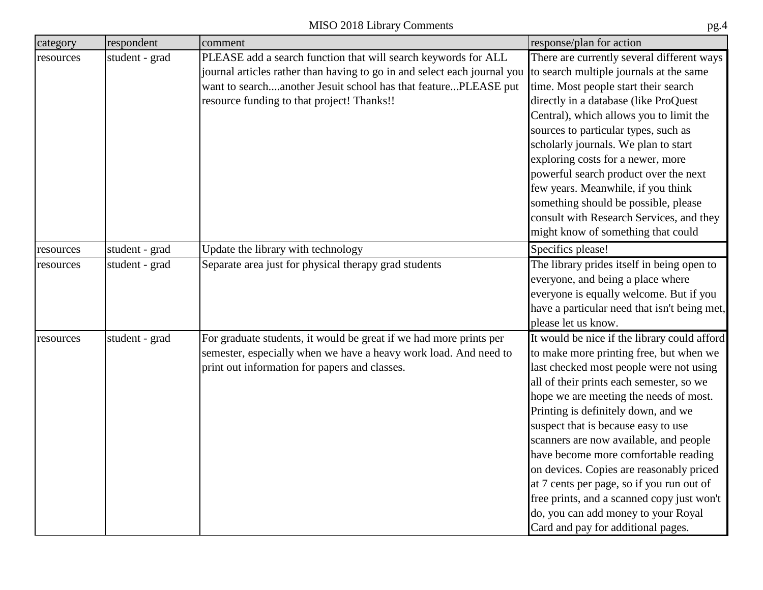| category | respondent | comment | response/plan for action |
| --- | --- | --- | --- |
| resources | student - grad | PLEASE add a search function that will search keywords for ALL journal articles rather than having to go in and select each journal you want to search....another Jesuit school has that feature...PLEASE put resource funding to that project! Thanks!! | There are currently several different ways to search multiple journals at the same time. Most people start their search directly in a database (like ProQuest Central), which allows you to limit the sources to particular types, such as scholarly journals. We plan to start exploring costs for a newer, more powerful search product over the next few years. Meanwhile, if you think something should be possible, please consult with Research Services, and they might know of something that could |
| resources | student - grad | Update the library with technology | Specifics please! |
| resources | student - grad | Separate area just for physical therapy grad students | The library prides itself in being open to everyone, and being a place where everyone is equally welcome. But if you have a particular need that isn't being met, please let us know. |
| resources | student - grad | For graduate students, it would be great if we had more prints per semester, especially when we have a heavy work load. And need to print out information for papers and classes. | It would be nice if the library could afford to make more printing free, but when we last checked most people were not using all of their prints each semester, so we hope we are meeting the needs of most. Printing is definitely down, and we suspect that is because easy to use scanners are now available, and people have become more comfortable reading on devices. Copies are reasonably priced at 7 cents per page, so if you run out of free prints, and a scanned copy just won't do, you can add money to your Royal Card and pay for additional pages. |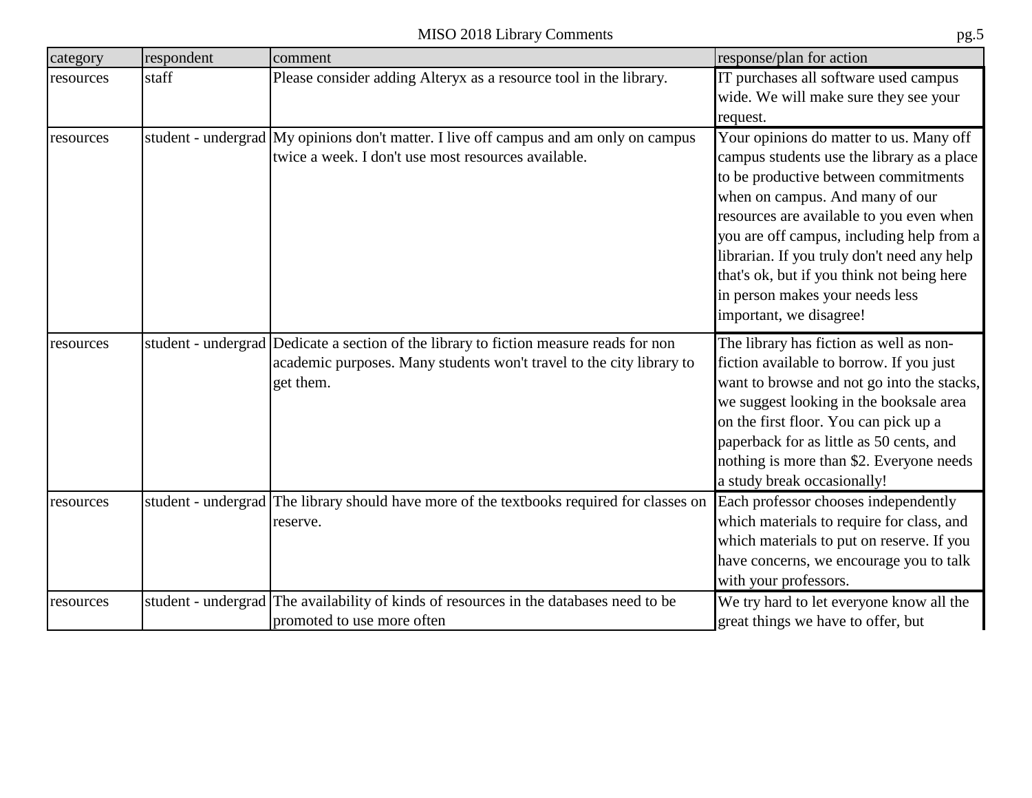| category | respondent | comment | response/plan for action |
| --- | --- | --- | --- |
| resources | staff | Please consider adding Alteryx as a resource tool in the library. | IT purchases all software used campus wide. We will make sure they see your request. |
| resources | student - undergrad | My opinions don't matter. I live off campus and am only on campus twice a week. I don't use most resources available. | Your opinions do matter to us. Many off campus students use the library as a place to be productive between commitments when on campus. And many of our resources are available to you even when you are off campus, including help from a librarian. If you truly don't need any help that's ok, but if you think not being here in person makes your needs less important, we disagree! |
| resources | student - undergrad | Dedicate a section of the library to fiction measure reads for non academic purposes. Many students won't travel to the city library to get them. | The library has fiction as well as non-fiction available to borrow. If you just want to browse and not go into the stacks, we suggest looking in the booksale area on the first floor. You can pick up a paperback for as little as 50 cents, and nothing is more than $2. Everyone needs a study break occasionally! |
| resources | student - undergrad | The library should have more of the textbooks required for classes on reserve. | Each professor chooses independently which materials to require for class, and which materials to put on reserve. If you have concerns, we encourage you to talk with your professors. |
| resources | student - undergrad | The availability of kinds of resources in the databases need to be promoted to use more often | We try hard to let everyone know all the great things we have to offer, but |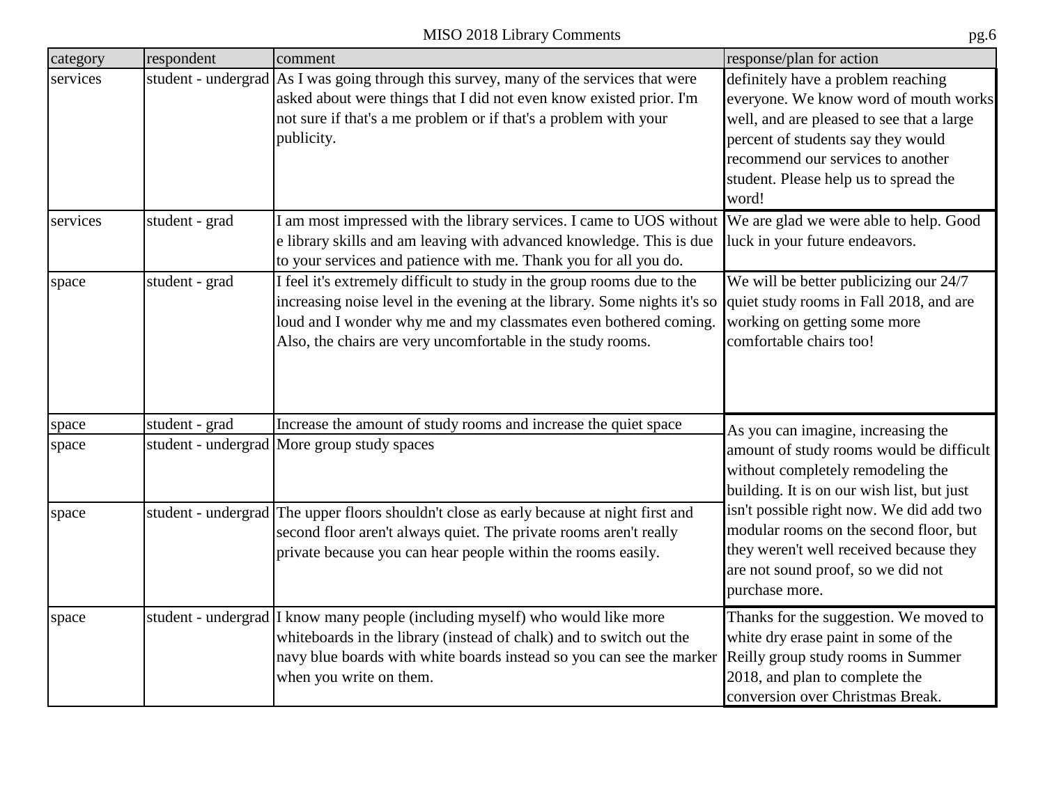| category | respondent | comment | response/plan for action |
|---|---|---|---|
| services | student - undergrad | As I was going through this survey, many of the services that were asked about were things that I did not even know existed prior. I'm not sure if that's a me problem or if that's a problem with your publicity. | definitely have a problem reaching everyone. We know word of mouth works well, and are pleased to see that a large percent of students say they would recommend our services to another student. Please help us to spread the word! |
| services | student - grad | I am most impressed with the library services. I came to UOS without e library skills and am leaving with advanced knowledge. This is due to your services and patience with me. Thank you for all you do. | We are glad we were able to help. Good luck in your future endeavors. |
| space | student - grad | I feel it's extremely difficult to study in the group rooms due to the increasing noise level in the evening at the library. Some nights it's so loud and I wonder why me and my classmates even bothered coming. Also, the chairs are very uncomfortable in the study rooms. | We will be better publicizing our 24/7 quiet study rooms in Fall 2018, and are working on getting some more comfortable chairs too! |
| space | student - grad | Increase the amount of study rooms and increase the quiet space | As you can imagine, increasing the amount of study rooms would be difficult without completely remodeling the building. It is on our wish list, but just isn't possible right now. We did add two modular rooms on the second floor, but they weren't well received because they are not sound proof, so we did not purchase more. |
| space | student - undergrad | More group study spaces | |
| space | student - undergrad | The upper floors shouldn't close as early because at night first and second floor aren't always quiet. The private rooms aren't really private because you can hear people within the rooms easily. | |
| space | student - undergrad | I know many people (including myself) who would like more whiteboards in the library (instead of chalk) and to switch out the navy blue boards with white boards instead so you can see the marker when you write on them. | Thanks for the suggestion. We moved to white dry erase paint in some of the Reilly group study rooms in Summer 2018, and plan to complete the conversion over Christmas Break. |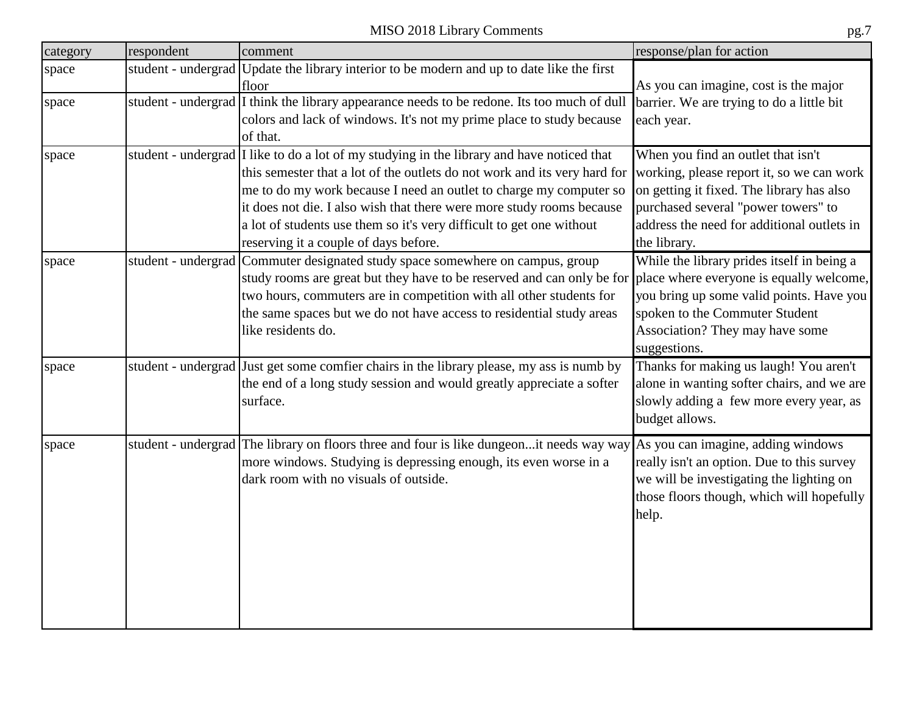| category | respondent | comment | response/plan for action |
|---|---|---|---|
| space | student - undergrad | Update the library interior to be modern and up to date like the first floor | As you can imagine, cost is the major barrier. We are trying to do a little bit each year. |
| space | student - undergrad | I think the library appearance needs to be redone. Its too much of dull colors and lack of windows. It's not my prime place to study because of that. | |
| space | student - undergrad | I like to do a lot of my studying in the library and have noticed that this semester that a lot of the outlets do not work and its very hard for me to do my work because I need an outlet to charge my computer so it does not die. I also wish that there were more study rooms because a lot of students use them so it's very difficult to get one without reserving it a couple of days before. | When you find an outlet that isn't working, please report it, so we can work on getting it fixed. The library has also purchased several "power towers" to address the need for additional outlets in the library. |
| space | student - undergrad | Commuter designated study space somewhere on campus, group study rooms are great but they have to be reserved and can only be for two hours, commuters are in competition with all other students for the same spaces but we do not have access to residential study areas like residents do. | While the library prides itself in being a place where everyone is equally welcome, you bring up some valid points. Have you spoken to the Commuter Student Association? They may have some suggestions. |
| space | student - undergrad | Just get some comfier chairs in the library please, my ass is numb by the end of a long study session and would greatly appreciate a softer surface. | Thanks for making us laugh! You aren't alone in wanting softer chairs, and we are slowly adding a few more every year, as budget allows. |
| space | student - undergrad | The library on floors three and four is like dungeon...it needs way way more windows. Studying is depressing enough, its even worse in a dark room with no visuals of outside. | As you can imagine, adding windows really isn't an option. Due to this survey we will be investigating the lighting on those floors though, which will hopefully help. |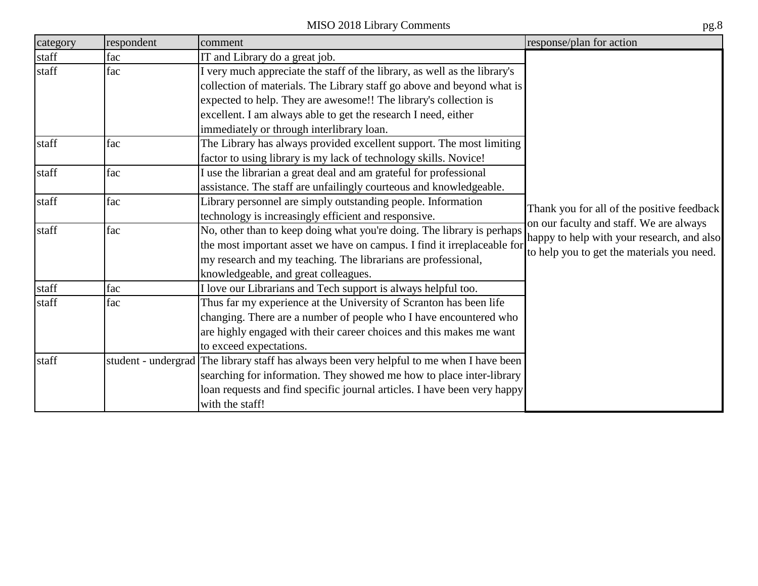| category | respondent | comment | response/plan for action |
|---|---|---|---|
| staff | fac | IT and Library do a great job. | Thank you for all of the positive feedback on our faculty and staff. We are always happy to help with your research, and also to help you to get the materials you need. |
| staff | fac | I very much appreciate the staff of the library, as well as the library's collection of materials. The Library staff go above and beyond what is expected to help. They are awesome!! The library's collection is excellent. I am always able to get the research I need, either immediately or through interlibrary loan. | |
| staff | fac | The Library has always provided excellent support. The most limiting factor to using library is my lack of technology skills. Novice! | |
| staff | fac | I use the librarian a great deal and am grateful for professional assistance. The staff are unfailingly courteous and knowledgeable. | |
| staff | fac | Library personnel are simply outstanding people. Information technology is increasingly efficient and responsive. | |
| staff | fac | No, other than to keep doing what you're doing. The library is perhaps the most important asset we have on campus. I find it irreplaceable for my research and my teaching. The librarians are professional, knowledgeable, and great colleagues. | |
| staff | fac | I love our Librarians and Tech support is always helpful too. | |
| staff | fac | Thus far my experience at the University of Scranton has been life changing. There are a number of people who I have encountered who are highly engaged with their career choices and this makes me want to exceed expectations. | |
| staff | student - undergrad | The library staff has always been very helpful to me when I have been searching for information. They showed me how to place inter-library loan requests and find specific journal articles. I have been very happy with the staff! | |